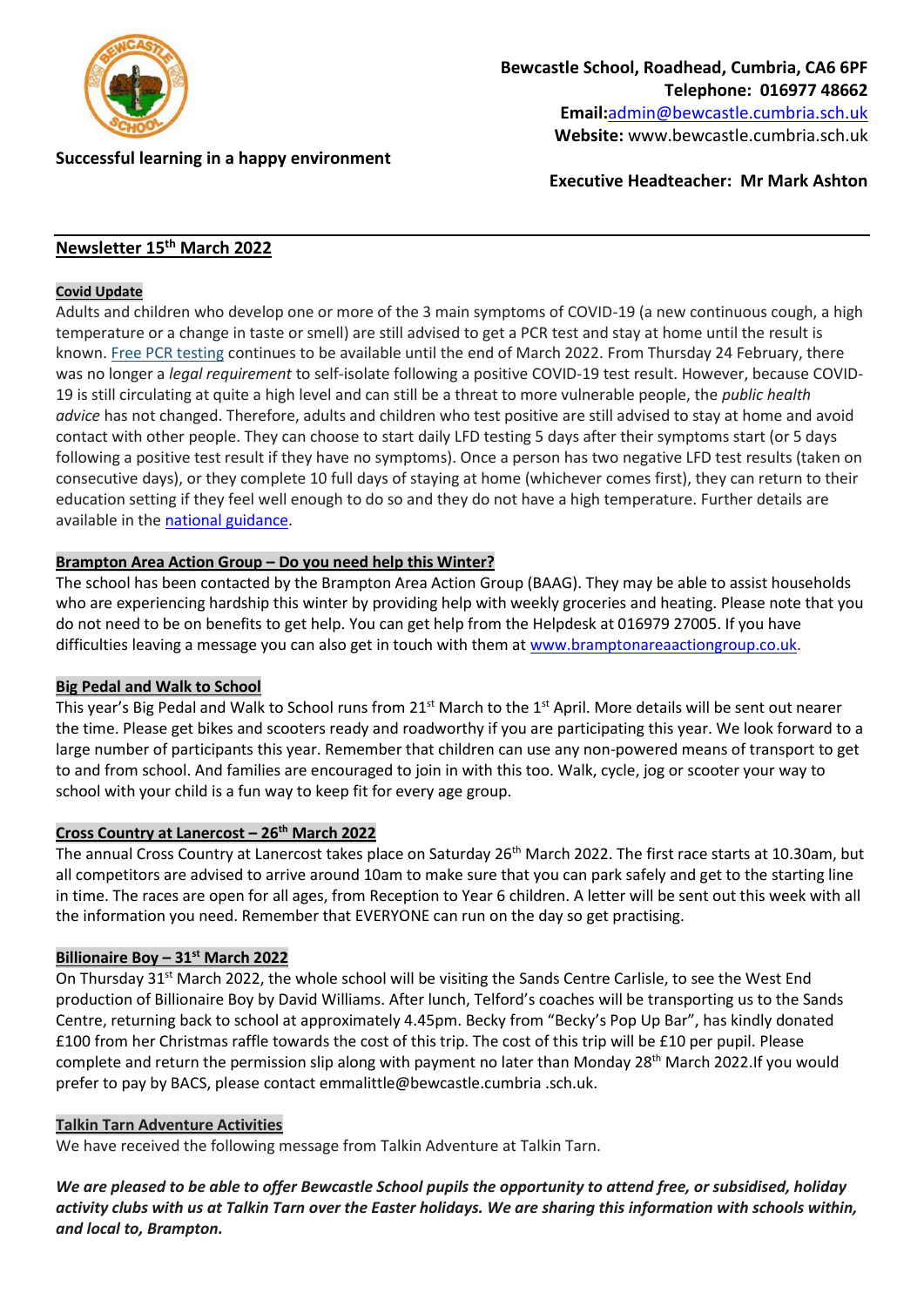**Bewcastle School, Roadhead, Cumbria, CA6 6PF**
**Telephone: 016977 48662**
**Email:**admin@bewcastle.cumbria.sch.uk
**Website:** www.bewcastle.cumbria.sch.uk

**Successful learning in a happy environment**

**Executive Headteacher: Mr Mark Ashton**

## Newsletter 15th March 2022

### Covid Update

Adults and children who develop one or more of the 3 main symptoms of COVID-19 (a new continuous cough, a high temperature or a change in taste or smell) are still advised to get a PCR test and stay at home until the result is known. Free PCR testing continues to be available until the end of March 2022. From Thursday 24 February, there was no longer a *legal requirement* to self-isolate following a positive COVID-19 test result. However, because COVID-19 is still circulating at quite a high level and can still be a threat to more vulnerable people, the *public health advice* has not changed. Therefore, adults and children who test positive are still advised to stay at home and avoid contact with other people. They can choose to start daily LFD testing 5 days after their symptoms start (or 5 days following a positive test result if they have no symptoms). Once a person has two negative LFD test results (taken on consecutive days), or they complete 10 full days of staying at home (whichever comes first), they can return to their education setting if they feel well enough to do so and they do not have a high temperature. Further details are available in the national guidance.

### Brampton Area Action Group – Do you need help this Winter?

The school has been contacted by the Brampton Area Action Group (BAAG). They may be able to assist households who are experiencing hardship this winter by providing help with weekly groceries and heating. Please note that you do not need to be on benefits to get help. You can get help from the Helpdesk at 016979 27005. If you have difficulties leaving a message you can also get in touch with them at www.bramptonareaactiongroup.co.uk.

### Big Pedal and Walk to School

This year's Big Pedal and Walk to School runs from 21st March to the 1st April. More details will be sent out nearer the time. Please get bikes and scooters ready and roadworthy if you are participating this year. We look forward to a large number of participants this year. Remember that children can use any non-powered means of transport to get to and from school. And families are encouraged to join in with this too. Walk, cycle, jog or scooter your way to school with your child is a fun way to keep fit for every age group.

### Cross Country at Lanercost – 26th March 2022

The annual Cross Country at Lanercost takes place on Saturday 26th March 2022. The first race starts at 10.30am, but all competitors are advised to arrive around 10am to make sure that you can park safely and get to the starting line in time. The races are open for all ages, from Reception to Year 6 children. A letter will be sent out this week with all the information you need. Remember that EVERYONE can run on the day so get practising.

### Billionaire Boy – 31st March 2022

On Thursday 31st March 2022, the whole school will be visiting the Sands Centre Carlisle, to see the West End production of Billionaire Boy by David Williams. After lunch, Telford's coaches will be transporting us to the Sands Centre, returning back to school at approximately 4.45pm. Becky from "Becky's Pop Up Bar", has kindly donated £100 from her Christmas raffle towards the cost of this trip. The cost of this trip will be £10 per pupil. Please complete and return the permission slip along with payment no later than Monday 28th March 2022.If you would prefer to pay by BACS, please contact emmalittle@bewcastle.cumbria .sch.uk.

### Talkin Tarn Adventure Activities

We have received the following message from Talkin Adventure at Talkin Tarn.

***We are pleased to be able to offer Bewcastle School pupils the opportunity to attend free, or subsidised, holiday activity clubs with us at Talkin Tarn over the Easter holidays. We are sharing this information with schools within, and local to, Brampton.***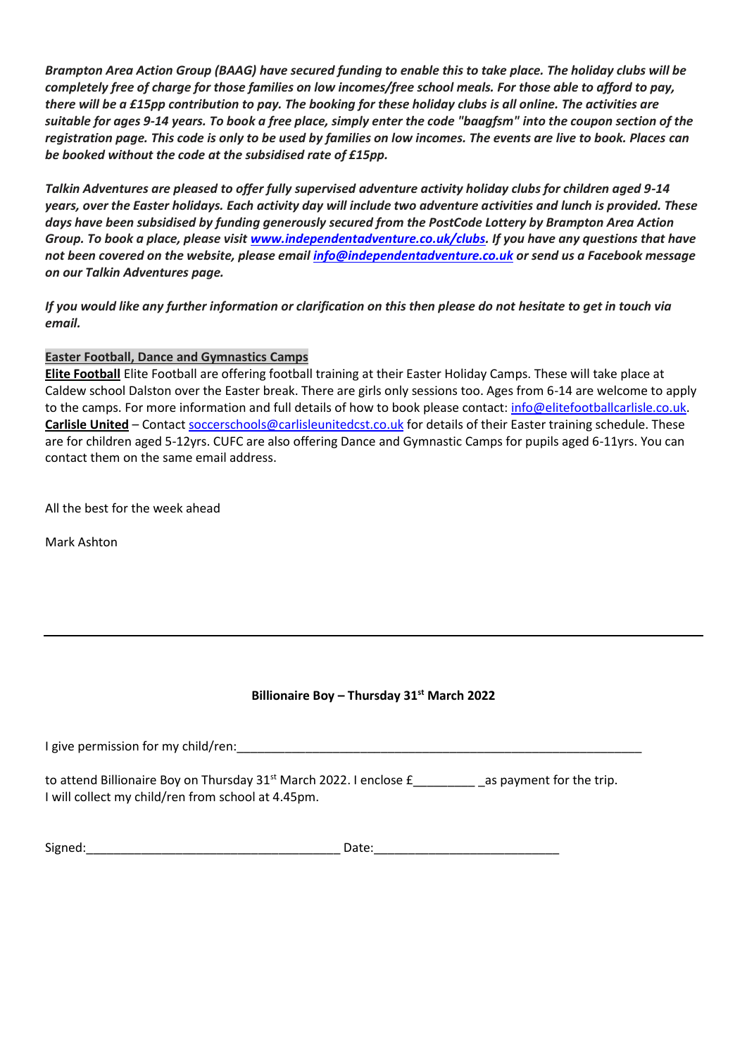***Brampton Area Action Group (BAAG) have secured funding to enable this to take place. The holiday clubs will be completely free of charge for those families on low incomes/free school meals. For those able to afford to pay, there will be a £15pp contribution to pay. The booking for these holiday clubs is all online. The activities are suitable for ages 9-14 years. To book a free place, simply enter the code "baagfsm" into the coupon section of the registration page. This code is only to be used by families on low incomes. The events are live to book. Places can be booked without the code at the subsidised rate of £15pp.***

***Talkin Adventures are pleased to offer fully supervised adventure activity holiday clubs for children aged 9-14 years, over the Easter holidays. Each activity day will include two adventure activities and lunch is provided. These days have been subsidised by funding generously secured from the PostCode Lottery by Brampton Area Action Group. To book a place, please visit www.independentadventure.co.uk/clubs. If you have any questions that have not been covered on the website, please email info@independentadventure.co.uk or send us a Facebook message on our Talkin Adventures page.***

***If you would like any further information or clarification on this then please do not hesitate to get in touch via email.***

**Easter Football, Dance and Gymnastics Camps**

**Elite Football** Elite Football are offering football training at their Easter Holiday Camps. These will take place at Caldew school Dalston over the Easter break. There are girls only sessions too. Ages from 6-14 are welcome to apply to the camps. For more information and full details of how to book please contact: info@elitefootballcarlisle.co.uk.
**Carlisle United** – Contact soccerschools@carlisleunitedcst.co.uk for details of their Easter training schedule. These are for children aged 5-12yrs. CUFC are also offering Dance and Gymnastic Camps for pupils aged 6-11yrs. You can contact them on the same email address.

All the best for the week ahead

Mark Ashton

---

**Billionaire Boy – Thursday 31st March 2022**

I give permission for my child/ren:_______________________________________________________________

to attend Billionaire Boy on Thursday 31st March 2022. I enclose £_________ _as payment for the trip.
I will collect my child/ren from school at 4.45pm.

Signed:_____________________________________ Date:__________________________